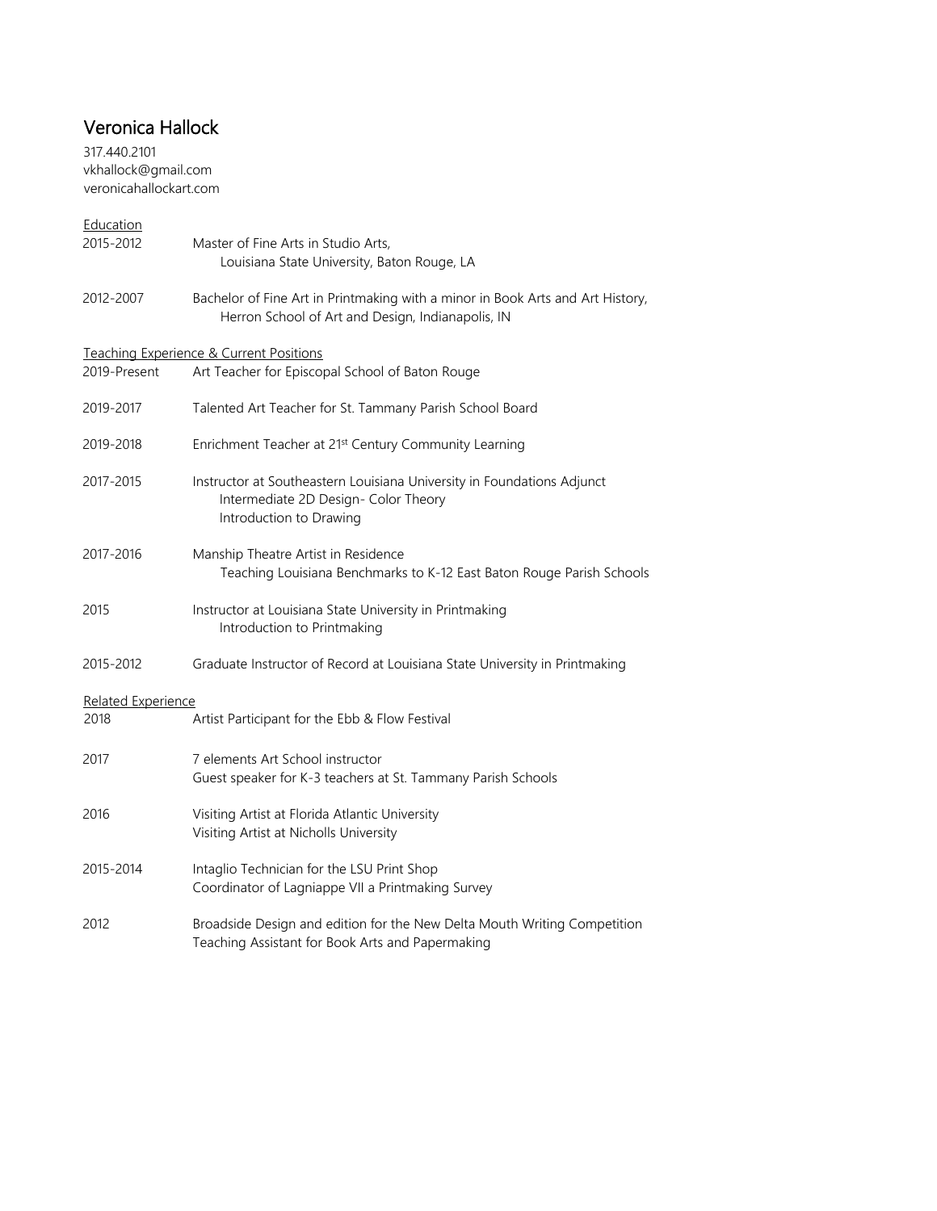# Veronica Hallock

317.440.2101
vkhallock@gmail.com
veronicahallockart.com

## Education

2015-2012 Master of Fine Arts in Studio Arts,
Louisiana State University, Baton Rouge, LA

2012-2007 Bachelor of Fine Art in Printmaking with a minor in Book Arts and Art History,
Herron School of Art and Design, Indianapolis, IN

## Teaching Experience & Current Positions

2019-Present Art Teacher for Episcopal School of Baton Rouge

2019-2017 Talented Art Teacher for St. Tammany Parish School Board

2019-2018 Enrichment Teacher at 21st Century Community Learning

2017-2015 Instructor at Southeastern Louisiana University in Foundations Adjunct
Intermediate 2D Design- Color Theory
Introduction to Drawing

2017-2016 Manship Theatre Artist in Residence
Teaching Louisiana Benchmarks to K-12 East Baton Rouge Parish Schools

2015 Instructor at Louisiana State University in Printmaking
Introduction to Printmaking

2015-2012 Graduate Instructor of Record at Louisiana State University in Printmaking

## Related Experience

2018 Artist Participant for the Ebb & Flow Festival

2017 7 elements Art School instructor
Guest speaker for K-3 teachers at St. Tammany Parish Schools

2016 Visiting Artist at Florida Atlantic University
Visiting Artist at Nicholls University

2015-2014 Intaglio Technician for the LSU Print Shop
Coordinator of Lagniappe VII a Printmaking Survey

2012 Broadside Design and edition for the New Delta Mouth Writing Competition
Teaching Assistant for Book Arts and Papermaking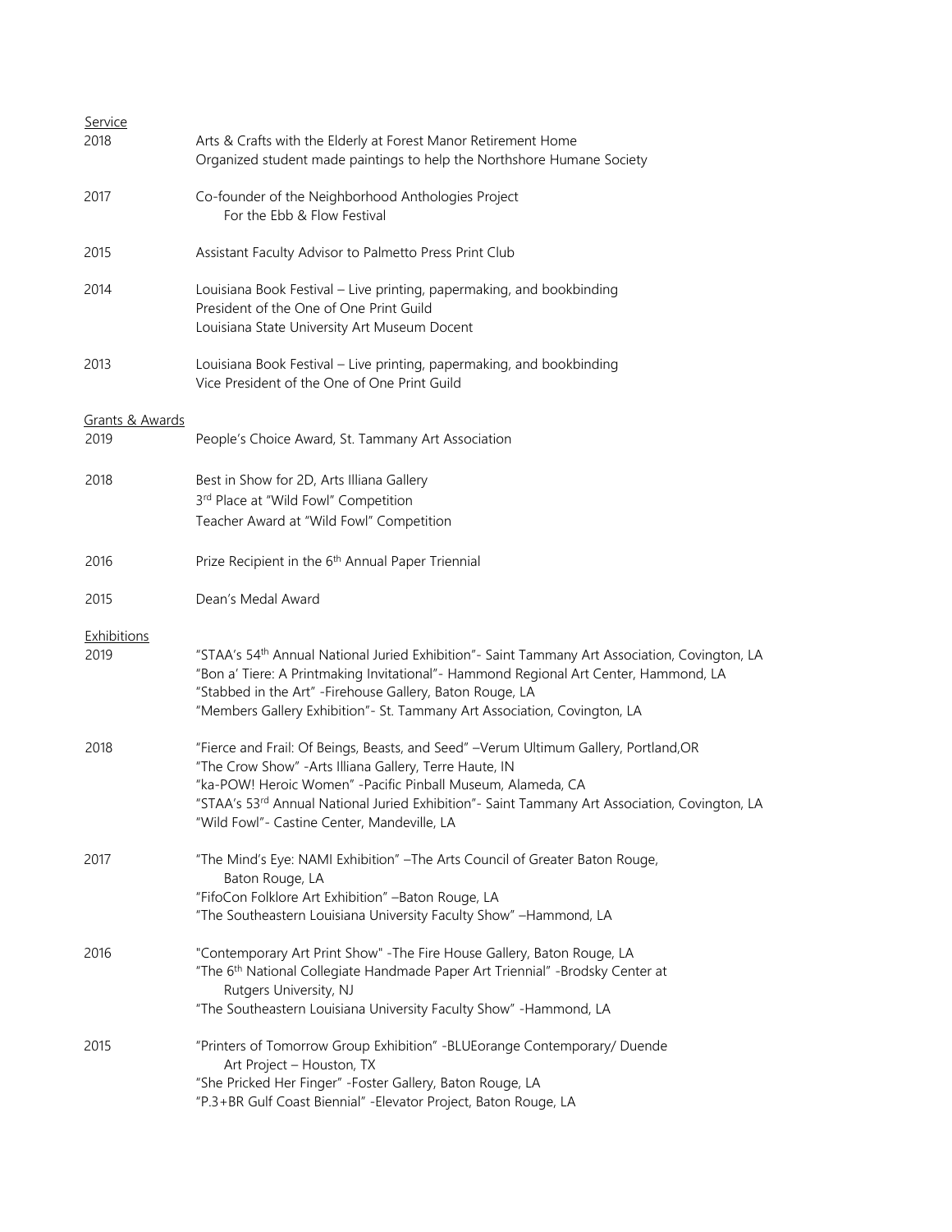## Service

2018
- Arts & Crafts with the Elderly at Forest Manor Retirement Home
- Organized student made paintings to help the Northshore Humane Society

2017
- Co-founder of the Neighborhood Anthologies Project
  For the Ebb & Flow Festival

2015
- Assistant Faculty Advisor to Palmetto Press Print Club

2014
- Louisiana Book Festival – Live printing, papermaking, and bookbinding
- President of the One of One Print Guild
- Louisiana State University Art Museum Docent

2013
- Louisiana Book Festival – Live printing, papermaking, and bookbinding
- Vice President of the One of One Print Guild

## Grants & Awards

2019
- People's Choice Award, St. Tammany Art Association

2018
- Best in Show for 2D, Arts Illiana Gallery
- 3rd Place at "Wild Fowl" Competition
- Teacher Award at "Wild Fowl" Competition

2016
- Prize Recipient in the 6th Annual Paper Triennial

2015
- Dean's Medal Award

## Exhibitions

2019
- "STAA's 54th Annual National Juried Exhibition"- Saint Tammany Art Association, Covington, LA
- "Bon a' Tiere: A Printmaking Invitational"- Hammond Regional Art Center, Hammond, LA
- "Stabbed in the Art" -Firehouse Gallery, Baton Rouge, LA
- "Members Gallery Exhibition"- St. Tammany Art Association, Covington, LA

2018
- "Fierce and Frail: Of Beings, Beasts, and Seed" –Verum Ultimum Gallery, Portland,OR
- "The Crow Show" -Arts Illiana Gallery, Terre Haute, IN
- "ka-POW! Heroic Women" -Pacific Pinball Museum, Alameda, CA
- "STAA's 53rd Annual National Juried Exhibition"- Saint Tammany Art Association, Covington, LA
- "Wild Fowl"- Castine Center, Mandeville, LA

2017
- "The Mind's Eye: NAMI Exhibition" –The Arts Council of Greater Baton Rouge, Baton Rouge, LA
- "FifoCon Folklore Art Exhibition" –Baton Rouge, LA
- "The Southeastern Louisiana University Faculty Show" –Hammond, LA

2016
- "Contemporary Art Print Show" -The Fire House Gallery, Baton Rouge, LA
- "The 6th National Collegiate Handmade Paper Art Triennial" -Brodsky Center at Rutgers University, NJ
- "The Southeastern Louisiana University Faculty Show" -Hammond, LA

2015
- "Printers of Tomorrow Group Exhibition" -BLUEorange Contemporary/ Duende Art Project – Houston, TX
- "She Pricked Her Finger" -Foster Gallery, Baton Rouge, LA
- "P.3+BR Gulf Coast Biennial" -Elevator Project, Baton Rouge, LA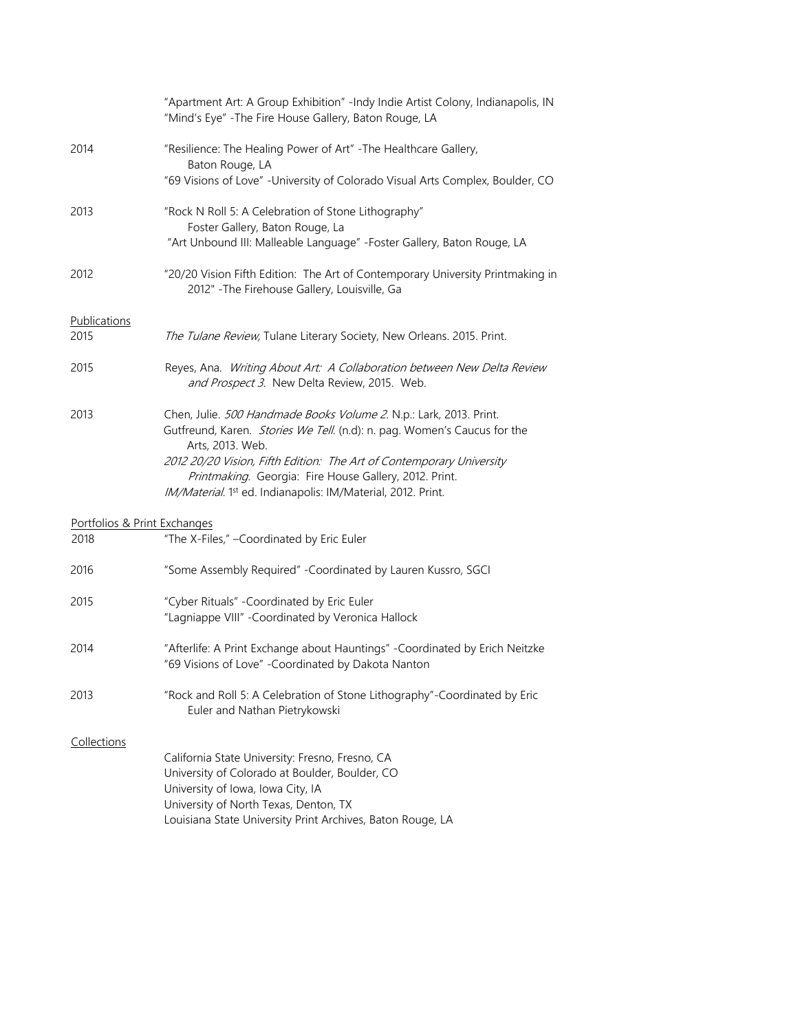"Apartment Art: A Group Exhibition" -Indy Indie Artist Colony, Indianapolis, IN
"Mind's Eye" -The Fire House Gallery, Baton Rouge, LA

2014 "Resilience: The Healing Power of Art" -The Healthcare Gallery, Baton Rouge, LA
"69 Visions of Love" -University of Colorado Visual Arts Complex, Boulder, CO

2013 "Rock N Roll 5: A Celebration of Stone Lithography" Foster Gallery, Baton Rouge, La
"Art Unbound III: Malleable Language" -Foster Gallery, Baton Rouge, LA

2012 "20/20 Vision Fifth Edition: The Art of Contemporary University Printmaking in 2012" -The Firehouse Gallery, Louisville, Ga

## Publications

2015 *The Tulane Review,* Tulane Literary Society, New Orleans. 2015. Print.

2015 Reyes, Ana. *Writing About Art: A Collaboration between New Delta Review and Prospect 3*. New Delta Review, 2015. Web.

2013 Chen, Julie. *500 Handmade Books Volume 2*. N.p.: Lark, 2013. Print.
Gutfreund, Karen. *Stories We Tell*. (n.d): n. pag. Women's Caucus for the Arts, 2013. Web.
*2012 20/20 Vision, Fifth Edition: The Art of Contemporary University Printmaking*. Georgia: Fire House Gallery, 2012. Print.
*IM/Material*. 1st ed. Indianapolis: IM/Material, 2012. Print.

## Portfolios & Print Exchanges

2018 "The X-Files," –Coordinated by Eric Euler

2016 "Some Assembly Required" -Coordinated by Lauren Kussro, SGCI

2015 "Cyber Rituals" -Coordinated by Eric Euler
"Lagniappe VIII" -Coordinated by Veronica Hallock

2014 "Afterlife: A Print Exchange about Hauntings" -Coordinated by Erich Neitzke
"69 Visions of Love" -Coordinated by Dakota Nanton

2013 "Rock and Roll 5: A Celebration of Stone Lithography"-Coordinated by Eric Euler and Nathan Pietrykowski

## Collections

California State University: Fresno, Fresno, CA
University of Colorado at Boulder, Boulder, CO
University of Iowa, Iowa City, IA
University of North Texas, Denton, TX
Louisiana State University Print Archives, Baton Rouge, LA